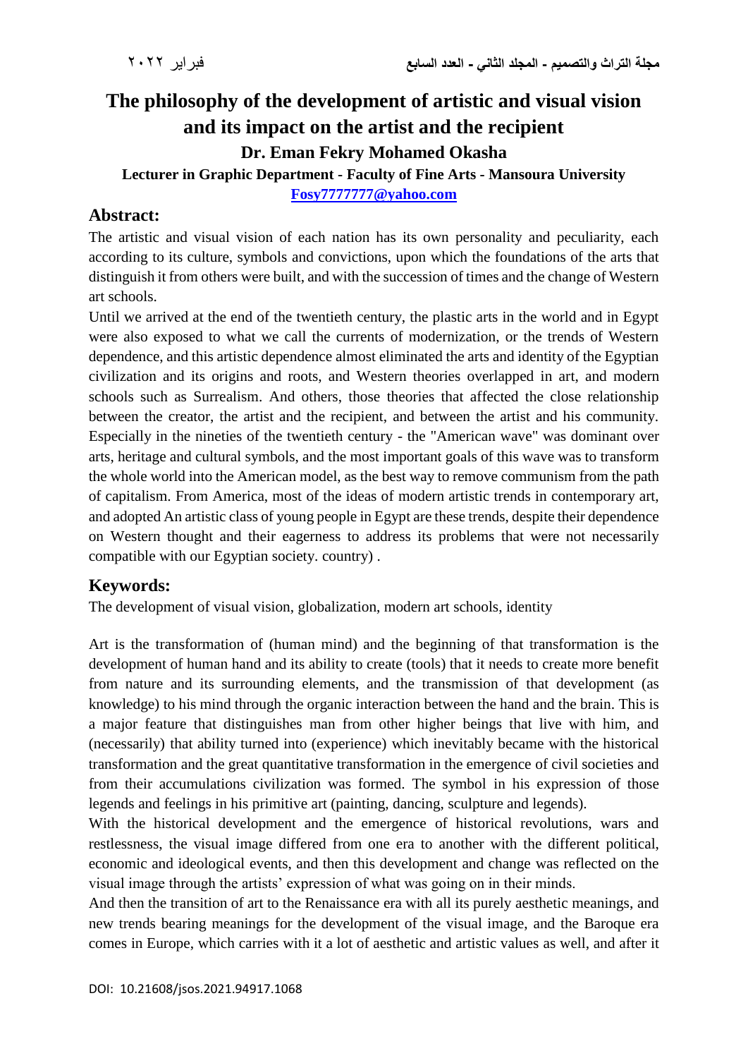# The philosophy of the development of artistic and visual vision and its impact on the artist and the recipient

**Dr. Eman Fekry Mohamed Okasha**

**Lecturer in Graphic Department - Faculty of Fine Arts - Mansoura University**

**Fosy7777777@yahoo.com**

## Abstract:

The artistic and visual vision of each nation has its own personality and peculiarity, each according to its culture, symbols and convictions, upon which the foundations of the arts that distinguish it from others were built, and with the succession of times and the change of Western art schools.

Until we arrived at the end of the twentieth century, the plastic arts in the world and in Egypt were also exposed to what we call the currents of modernization, or the trends of Western dependence, and this artistic dependence almost eliminated the arts and identity of the Egyptian civilization and its origins and roots, and Western theories overlapped in art, and modern schools such as Surrealism. And others, those theories that affected the close relationship between the creator, the artist and the recipient, and between the artist and his community. Especially in the nineties of the twentieth century - the "American wave" was dominant over arts, heritage and cultural symbols, and the most important goals of this wave was to transform the whole world into the American model, as the best way to remove communism from the path of capitalism. From America, most of the ideas of modern artistic trends in contemporary art, and adopted An artistic class of young people in Egypt are these trends, despite their dependence on Western thought and their eagerness to address its problems that were not necessarily compatible with our Egyptian society. country) .

## Keywords:

The development of visual vision, globalization, modern art schools, identity

Art is the transformation of (human mind) and the beginning of that transformation is the development of human hand and its ability to create (tools) that it needs to create more benefit from nature and its surrounding elements, and the transmission of that development (as knowledge) to his mind through the organic interaction between the hand and the brain. This is a major feature that distinguishes man from other higher beings that live with him, and (necessarily) that ability turned into (experience) which inevitably became with the historical transformation and the great quantitative transformation in the emergence of civil societies and from their accumulations civilization was formed. The symbol in his expression of those legends and feelings in his primitive art (painting, dancing, sculpture and legends).

With the historical development and the emergence of historical revolutions, wars and restlessness, the visual image differed from one era to another with the different political, economic and ideological events, and then this development and change was reflected on the visual image through the artists' expression of what was going on in their minds.

And then the transition of art to the Renaissance era with all its purely aesthetic meanings, and new trends bearing meanings for the development of the visual image, and the Baroque era comes in Europe, which carries with it a lot of aesthetic and artistic values as well, and after it

DOI: 10.21608/jsos.2021.94917.1068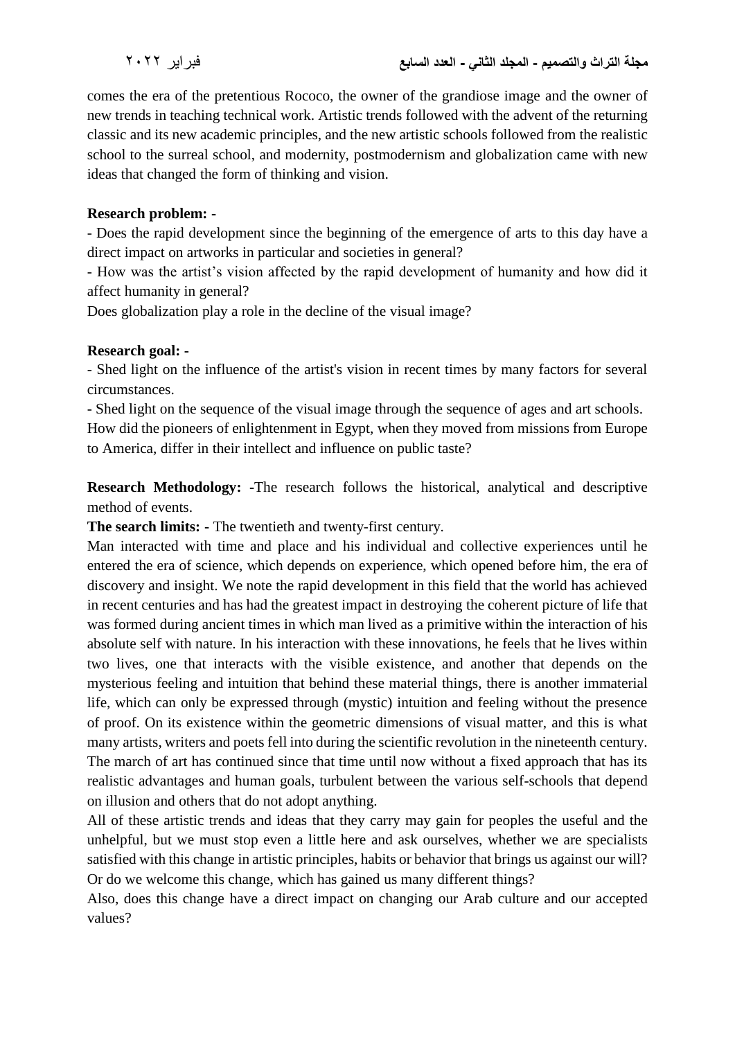comes the era of the pretentious Rococo, the owner of the grandiose image and the owner of new trends in teaching technical work. Artistic trends followed with the advent of the returning classic and its new academic principles, and the new artistic schools followed from the realistic school to the surreal school, and modernity, postmodernism and globalization came with new ideas that changed the form of thinking and vision.

**Research problem: -**

- Does the rapid development since the beginning of the emergence of arts to this day have a direct impact on artworks in particular and societies in general?
- How was the artist's vision affected by the rapid development of humanity and how did it affect humanity in general?

Does globalization play a role in the decline of the visual image?

**Research goal: -**

- Shed light on the influence of the artist's vision in recent times by many factors for several circumstances.
- Shed light on the sequence of the visual image through the sequence of ages and art schools.

How did the pioneers of enlightenment in Egypt, when they moved from missions from Europe to America, differ in their intellect and influence on public taste?

**Research Methodology: -**The research follows the historical, analytical and descriptive method of events.

**The search limits: -** The twentieth and twenty-first century.

Man interacted with time and place and his individual and collective experiences until he entered the era of science, which depends on experience, which opened before him, the era of discovery and insight. We note the rapid development in this field that the world has achieved in recent centuries and has had the greatest impact in destroying the coherent picture of life that was formed during ancient times in which man lived as a primitive within the interaction of his absolute self with nature. In his interaction with these innovations, he feels that he lives within two lives, one that interacts with the visible existence, and another that depends on the mysterious feeling and intuition that behind these material things, there is another immaterial life, which can only be expressed through (mystic) intuition and feeling without the presence of proof. On its existence within the geometric dimensions of visual matter, and this is what many artists, writers and poets fell into during the scientific revolution in the nineteenth century. The march of art has continued since that time until now without a fixed approach that has its realistic advantages and human goals, turbulent between the various self-schools that depend on illusion and others that do not adopt anything.

All of these artistic trends and ideas that they carry may gain for peoples the useful and the unhelpful, but we must stop even a little here and ask ourselves, whether we are specialists satisfied with this change in artistic principles, habits or behavior that brings us against our will? Or do we welcome this change, which has gained us many different things?

Also, does this change have a direct impact on changing our Arab culture and our accepted values?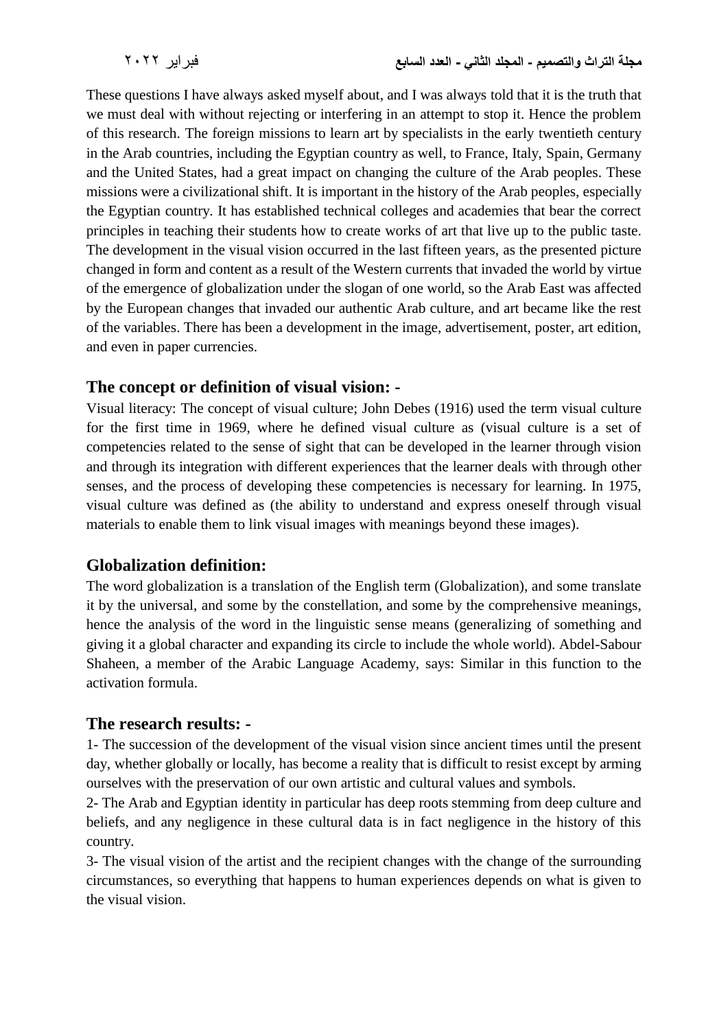These questions I have always asked myself about, and I was always told that it is the truth that we must deal with without rejecting or interfering in an attempt to stop it. Hence the problem of this research. The foreign missions to learn art by specialists in the early twentieth century in the Arab countries, including the Egyptian country as well, to France, Italy, Spain, Germany and the United States, had a great impact on changing the culture of the Arab peoples. These missions were a civilizational shift. It is important in the history of the Arab peoples, especially the Egyptian country. It has established technical colleges and academies that bear the correct principles in teaching their students how to create works of art that live up to the public taste. The development in the visual vision occurred in the last fifteen years, as the presented picture changed in form and content as a result of the Western currents that invaded the world by virtue of the emergence of globalization under the slogan of one world, so the Arab East was affected by the European changes that invaded our authentic Arab culture, and art became like the rest of the variables. There has been a development in the image, advertisement, poster, art edition, and even in paper currencies.

## The concept or definition of visual vision: -

Visual literacy: The concept of visual culture; John Debes (1916) used the term visual culture for the first time in 1969, where he defined visual culture as (visual culture is a set of competencies related to the sense of sight that can be developed in the learner through vision and through its integration with different experiences that the learner deals with through other senses, and the process of developing these competencies is necessary for learning. In 1975, visual culture was defined as (the ability to understand and express oneself through visual materials to enable them to link visual images with meanings beyond these images).

## Globalization definition:

The word globalization is a translation of the English term (Globalization), and some translate it by the universal, and some by the constellation, and some by the comprehensive meanings, hence the analysis of the word in the linguistic sense means (generalizing of something and giving it a global character and expanding its circle to include the whole world). Abdel-Sabour Shaheen, a member of the Arabic Language Academy, says: Similar in this function to the activation formula.

## The research results: -

1- The succession of the development of the visual vision since ancient times until the present day, whether globally or locally, has become a reality that is difficult to resist except by arming ourselves with the preservation of our own artistic and cultural values and symbols.

2- The Arab and Egyptian identity in particular has deep roots stemming from deep culture and beliefs, and any negligence in these cultural data is in fact negligence in the history of this country.

3- The visual vision of the artist and the recipient changes with the change of the surrounding circumstances, so everything that happens to human experiences depends on what is given to the visual vision.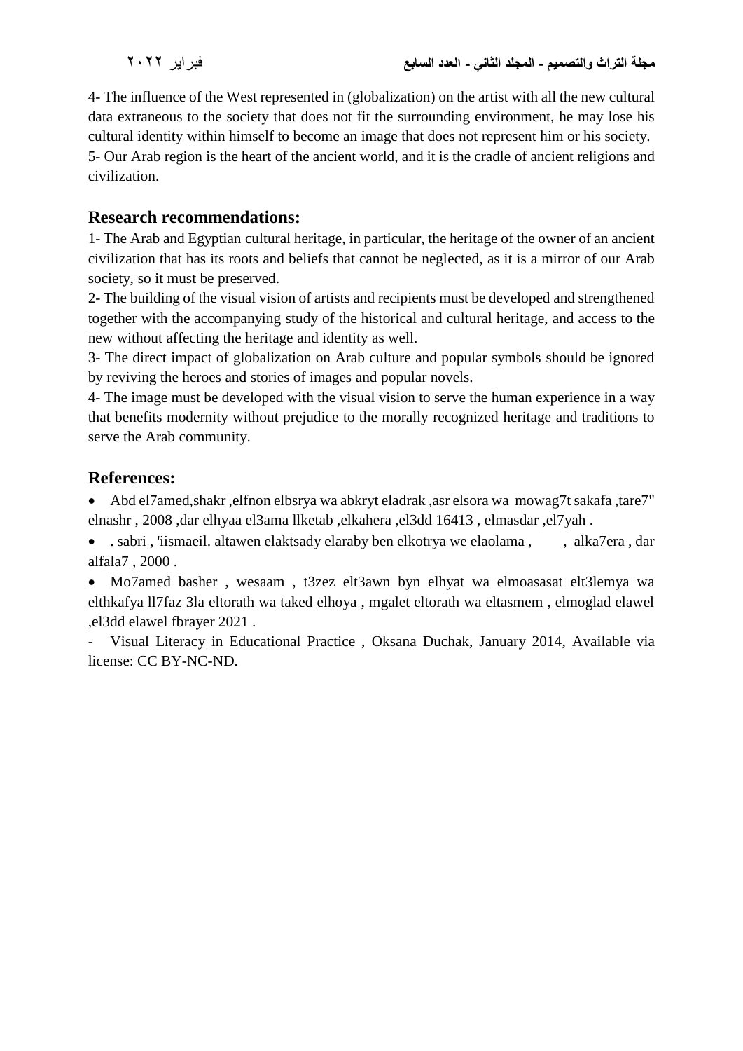4- The influence of the West represented in (globalization) on the artist with all the new cultural data extraneous to the society that does not fit the surrounding environment, he may lose his cultural identity within himself to become an image that does not represent him or his society.
5- Our Arab region is the heart of the ancient world, and it is the cradle of ancient religions and civilization.

## Research recommendations:

1- The Arab and Egyptian cultural heritage, in particular, the heritage of the owner of an ancient civilization that has its roots and beliefs that cannot be neglected, as it is a mirror of our Arab society, so it must be preserved.
2- The building of the visual vision of artists and recipients must be developed and strengthened together with the accompanying study of the historical and cultural heritage, and access to the new without affecting the heritage and identity as well.
3- The direct impact of globalization on Arab culture and popular symbols should be ignored by reviving the heroes and stories of images and popular novels.
4- The image must be developed with the visual vision to serve the human experience in a way that benefits modernity without prejudice to the morally recognized heritage and traditions to serve the Arab community.

## References:

- Abd el7amed,shakr ,elfnon elbsrya wa abkryt eladrak ,asr elsora wa mowag7t sakafa ,tare7" elnashr , 2008 ,dar elhyaa el3ama llketab ,elkahera ,el3dd 16413 , elmasdar ,el7yah .
- . sabri , 'iismaeil. altawen elaktsady elaraby ben elkotrya we elaolama , , alka7era , dar alfala7 , 2000 .
- Mo7amed basher , wesaam , t3zez elt3awn byn elhyat wa elmoasasat elt3lemya wa elthkafya ll7faz 3la eltorath wa taked elhoya , mgalet eltorath wa eltasmem , elmoglad elawel ,el3dd elawel fbrayer 2021 .

- Visual Literacy in Educational Practice , Oksana Duchak, January 2014, Available via license: CC BY-NC-ND.